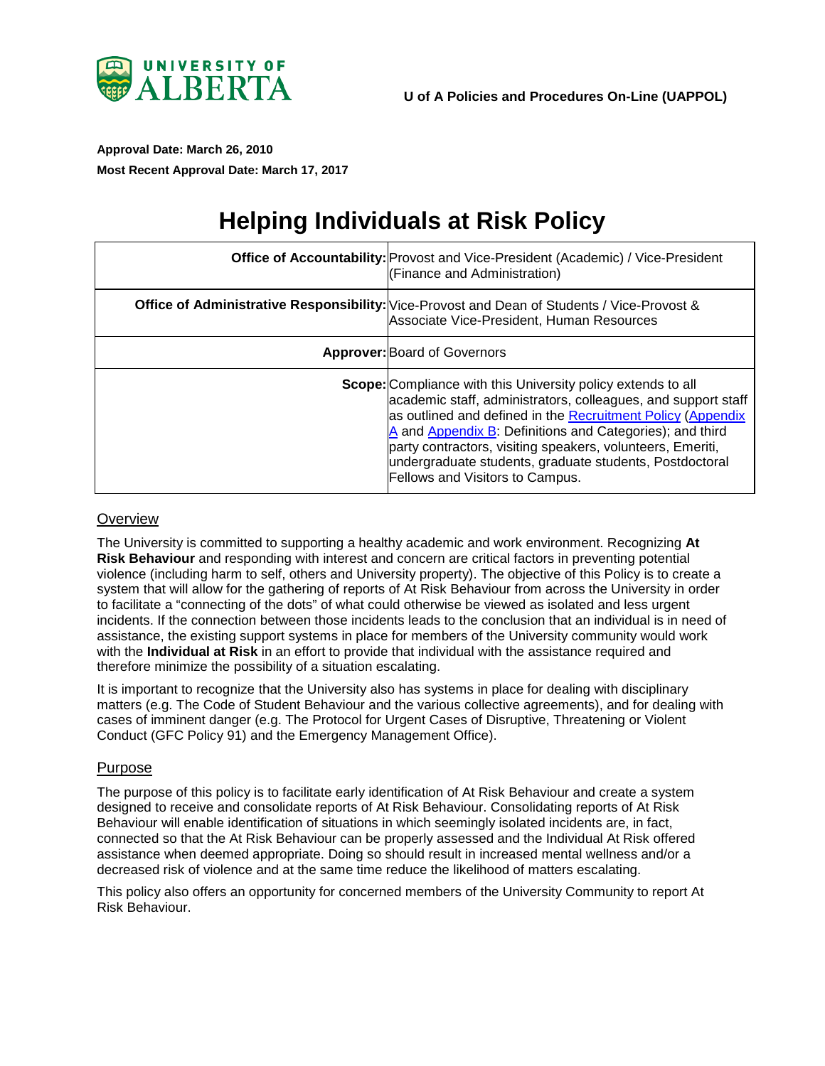UNIVERSITY OF ALBERTA

**U of A Policies and Procedures On-Line (UAPPOL)**

**Approval Date: March 26, 2010**

**Most Recent Approval Date: March 17, 2017**

# Helping Individuals at Risk Policy

| | |
|---|---|
| **Office of Accountability:** | Provost and Vice-President (Academic) / Vice-President (Finance and Administration) |
| **Office of Administrative Responsibility:** | Vice-Provost and Dean of Students / Vice-Provost & Associate Vice-President, Human Resources |
| **Approver:** | Board of Governors |
| **Scope:** | Compliance with this University policy extends to all academic staff, administrators, colleagues, and support staff as outlined and defined in the Recruitment Policy (Appendix A and Appendix B: Definitions and Categories); and third party contractors, visiting speakers, volunteers, Emeriti, undergraduate students, graduate students, Postdoctoral Fellows and Visitors to Campus. |

## Overview

The University is committed to supporting a healthy academic and work environment. Recognizing **At Risk Behaviour** and responding with interest and concern are critical factors in preventing potential violence (including harm to self, others and University property). The objective of this Policy is to create a system that will allow for the gathering of reports of At Risk Behaviour from across the University in order to facilitate a "connecting of the dots" of what could otherwise be viewed as isolated and less urgent incidents. If the connection between those incidents leads to the conclusion that an individual is in need of assistance, the existing support systems in place for members of the University community would work with the **Individual at Risk** in an effort to provide that individual with the assistance required and therefore minimize the possibility of a situation escalating.

It is important to recognize that the University also has systems in place for dealing with disciplinary matters (e.g. The Code of Student Behaviour and the various collective agreements), and for dealing with cases of imminent danger (e.g. The Protocol for Urgent Cases of Disruptive, Threatening or Violent Conduct (GFC Policy 91) and the Emergency Management Office).

## Purpose

The purpose of this policy is to facilitate early identification of At Risk Behaviour and create a system designed to receive and consolidate reports of At Risk Behaviour. Consolidating reports of At Risk Behaviour will enable identification of situations in which seemingly isolated incidents are, in fact, connected so that the At Risk Behaviour can be properly assessed and the Individual At Risk offered assistance when deemed appropriate. Doing so should result in increased mental wellness and/or a decreased risk of violence and at the same time reduce the likelihood of matters escalating.

This policy also offers an opportunity for concerned members of the University Community to report At Risk Behaviour.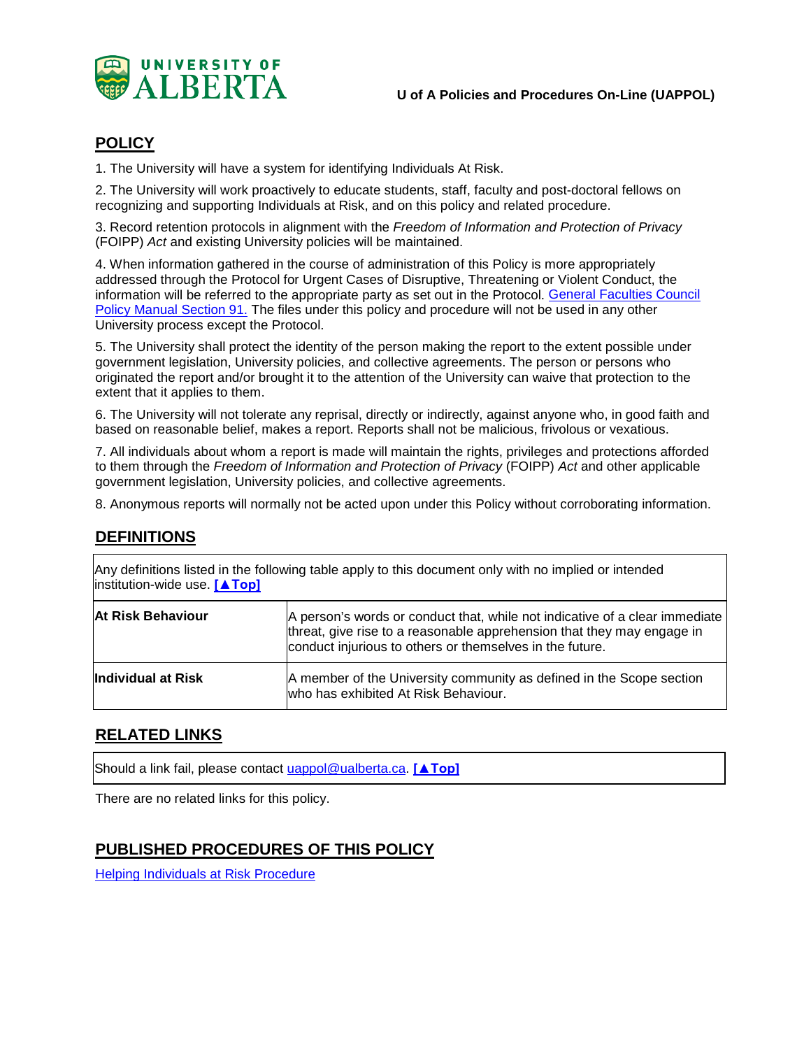## POLICY

1. The University will have a system for identifying Individuals At Risk.

2. The University will work proactively to educate students, staff, faculty and post-doctoral fellows on recognizing and supporting Individuals at Risk, and on this policy and related procedure.

3. Record retention protocols in alignment with the *Freedom of Information and Protection of Privacy* (FOIPP) *Act* and existing University policies will be maintained.

4. When information gathered in the course of administration of this Policy is more appropriately addressed through the Protocol for Urgent Cases of Disruptive, Threatening or Violent Conduct, the information will be referred to the appropriate party as set out in the Protocol. [General Faculties Council Policy Manual Section 91.] The files under this policy and procedure will not be used in any other University process except the Protocol.

5. The University shall protect the identity of the person making the report to the extent possible under government legislation, University policies, and collective agreements. The person or persons who originated the report and/or brought it to the attention of the University can waive that protection to the extent that it applies to them.

6. The University will not tolerate any reprisal, directly or indirectly, against anyone who, in good faith and based on reasonable belief, makes a report. Reports shall not be malicious, frivolous or vexatious.

7. All individuals about whom a report is made will maintain the rights, privileges and protections afforded to them through the *Freedom of Information and Protection of Privacy* (FOIPP) *Act* and other applicable government legislation, University policies, and collective agreements.

8. Anonymous reports will normally not be acted upon under this Policy without corroborating information.

## DEFINITIONS

Any definitions listed in the following table apply to this document only with no implied or intended institution-wide use. **[▲Top]**

| | |
|---|---|
| **At Risk Behaviour** | A person's words or conduct that, while not indicative of a clear immediate threat, give rise to a reasonable apprehension that they may engage in conduct injurious to others or themselves in the future. |
| **Individual at Risk** | A member of the University community as defined in the Scope section who has exhibited At Risk Behaviour. |

## RELATED LINKS

Should a link fail, please contact uappol@ualberta.ca. **[▲Top]**

There are no related links for this policy.

## PUBLISHED PROCEDURES OF THIS POLICY

Helping Individuals at Risk Procedure